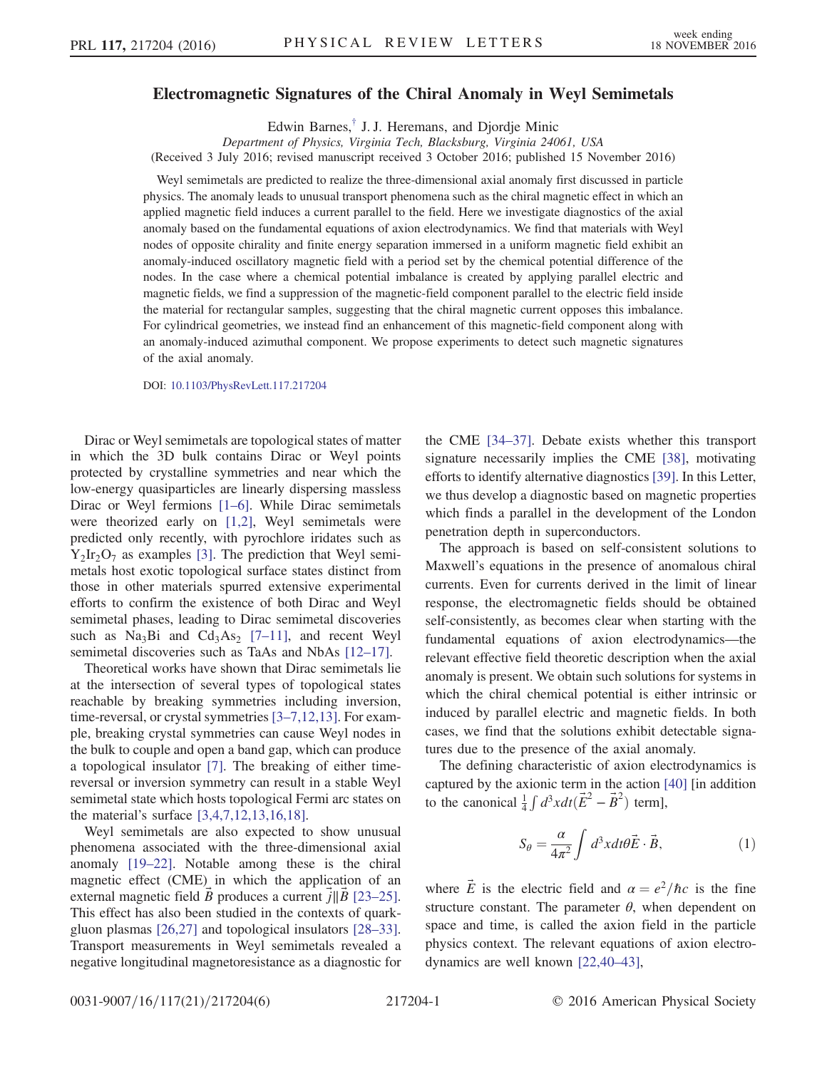# Electromagnetic Signatures of the Chiral Anomaly in Weyl Semimetals

Edwin Barnes,[†] J. J. Heremans, and Djordje Minic

*Department of Physics, Virginia Tech, Blacksburg, Virginia 24061, USA*

(Received 3 July 2016; revised manuscript received 3 October 2016; published 15 November 2016)

Weyl semimetals are predicted to realize the three-dimensional axial anomaly first discussed in particle physics. The anomaly leads to unusual transport phenomena such as the chiral magnetic effect in which an applied magnetic field induces a current parallel to the field. Here we investigate diagnostics of the axial anomaly based on the fundamental equations of axion electrodynamics. We find that materials with Weyl nodes of opposite chirality and finite energy separation immersed in a uniform magnetic field exhibit an anomaly-induced oscillatory magnetic field with a period set by the chemical potential difference of the nodes. In the case where a chemical potential imbalance is created by applying parallel electric and magnetic fields, we find a suppression of the magnetic-field component parallel to the electric field inside the material for rectangular samples, suggesting that the chiral magnetic current opposes this imbalance. For cylindrical geometries, we instead find an enhancement of this magnetic-field component along with an anomaly-induced azimuthal component. We propose experiments to detect such magnetic signatures of the axial anomaly.

DOI: 10.1103/PhysRevLett.117.217204

Dirac or Weyl semimetals are topological states of matter in which the 3D bulk contains Dirac or Weyl points protected by crystalline symmetries and near which the low-energy quasiparticles are linearly dispersing massless Dirac or Weyl fermions [1–6]. While Dirac semimetals were theorized early on [1,2], Weyl semimetals were predicted only recently, with pyrochlore iridates such as $Y_2Ir_2O_7$ as examples [3]. The prediction that Weyl semimetals host exotic topological surface states distinct from those in other materials spurred extensive experimental efforts to confirm the existence of both Dirac and Weyl semimetal phases, leading to Dirac semimetal discoveries such as $Na_3Bi$ and $Cd_3As_2$ [7–11], and recent Weyl semimetal discoveries such as TaAs and NbAs [12–17].

Theoretical works have shown that Dirac semimetals lie at the intersection of several types of topological states reachable by breaking symmetries including inversion, time-reversal, or crystal symmetries [3–7,12,13]. For example, breaking crystal symmetries can cause Weyl nodes in the bulk to couple and open a band gap, which can produce a topological insulator [7]. The breaking of either time-reversal or inversion symmetry can result in a stable Weyl semimetal state which hosts topological Fermi arc states on the material's surface [3,4,7,12,13,16,18].

Weyl semimetals are also expected to show unusual phenomena associated with the three-dimensional axial anomaly [19–22]. Notable among these is the chiral magnetic effect (CME) in which the application of an external magnetic field $\vec{B}$ produces a current $\vec{j}\parallel\vec{B}$ [23–25]. This effect has also been studied in the contexts of quark-gluon plasmas [26,27] and topological insulators [28–33]. Transport measurements in Weyl semimetals revealed a negative longitudinal magnetoresistance as a diagnostic for the CME [34–37]. Debate exists whether this transport signature necessarily implies the CME [38], motivating efforts to identify alternative diagnostics [39]. In this Letter, we thus develop a diagnostic based on magnetic properties which finds a parallel in the development of the London penetration depth in superconductors.

The approach is based on self-consistent solutions to Maxwell's equations in the presence of anomalous chiral currents. Even for currents derived in the limit of linear response, the electromagnetic fields should be obtained self-consistently, as becomes clear when starting with the fundamental equations of axion electrodynamics—the relevant effective field theoretic description when the axial anomaly is present. We obtain such solutions for systems in which the chiral chemical potential is either intrinsic or induced by parallel electric and magnetic fields. In both cases, we find that the solutions exhibit detectable signatures due to the presence of the axial anomaly.

The defining characteristic of axion electrodynamics is captured by the axionic term in the action [40] [in addition to the canonical $\frac{1}{4}\int d^3xdt(\vec{E}^2 - \vec{B}^2)$ term],

$$S_\theta = \frac{\alpha}{4\pi^2}\int d^3xdt\theta\vec{E}\cdot\vec{B}, \tag{1}$$

where $\vec{E}$ is the electric field and $\alpha = e^2/\hbar c$ is the fine structure constant. The parameter $\theta$, when dependent on space and time, is called the axion field in the particle physics context. The relevant equations of axion electrodynamics are well known [22,40–43],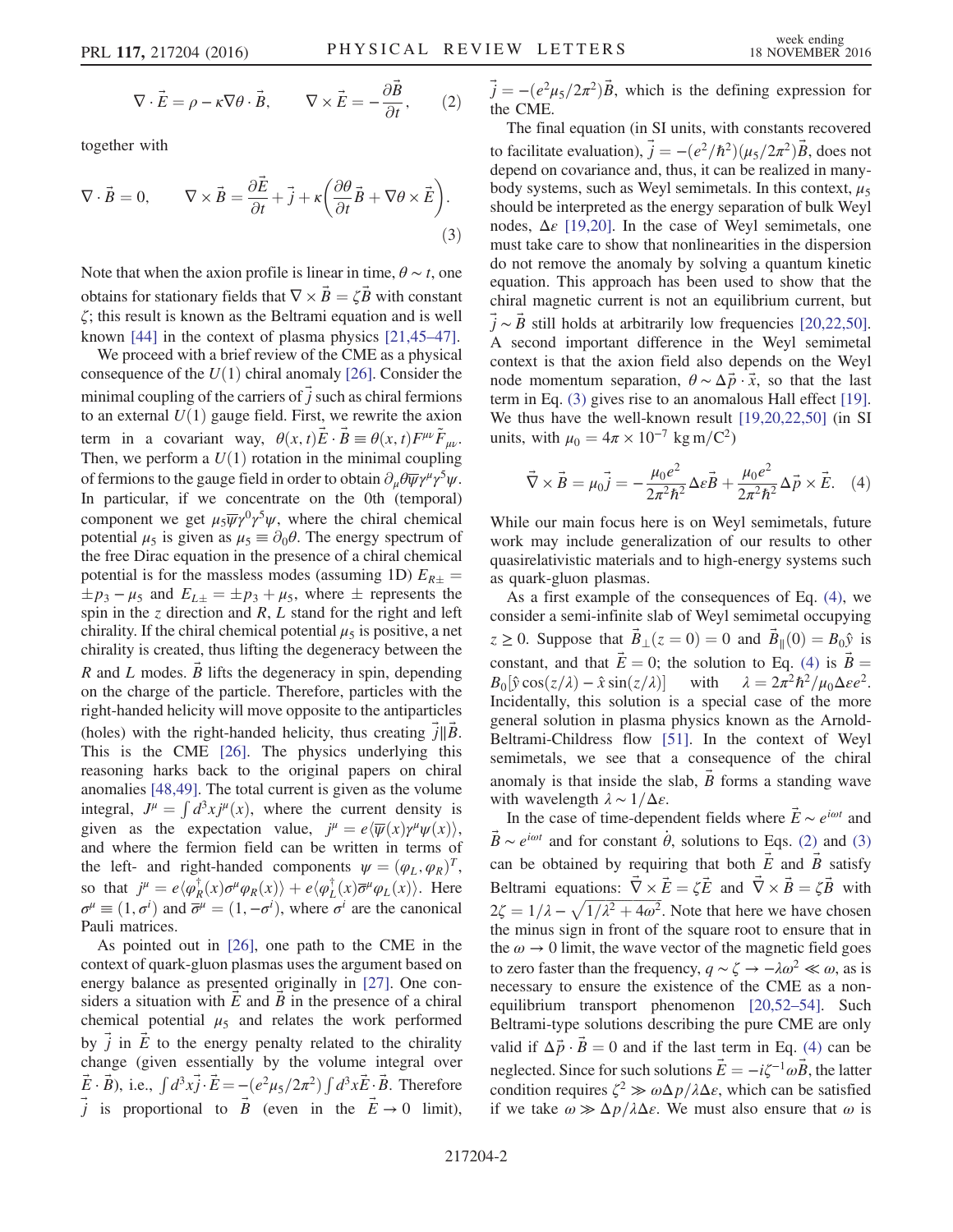$$\nabla \cdot \vec{E} = \rho - \kappa \nabla\theta \cdot \vec{B}, \qquad \nabla \times \vec{E} = -\frac{\partial \vec{B}}{\partial t}, \tag{2}$$

together with

$$\nabla \cdot \vec{B} = 0, \qquad \nabla \times \vec{B} = \frac{\partial \vec{E}}{\partial t} + \vec{j} + \kappa\left(\frac{\partial \theta}{\partial t}\vec{B} + \nabla\theta \times \vec{E}\right). \tag{3}$$

Note that when the axion profile is linear in time, $\theta \sim t$, one obtains for stationary fields that $\nabla \times \vec{B} = \zeta \vec{B}$ with constant $\zeta$; this result is known as the Beltrami equation and is well known [44] in the context of plasma physics [21,45–47].

We proceed with a brief review of the CME as a physical consequence of the $U(1)$ chiral anomaly [26]. Consider the minimal coupling of the carriers of $\vec{j}$ such as chiral fermions to an external $U(1)$ gauge field. First, we rewrite the axion term in a covariant way, $\theta(x,t)\vec{E}\cdot\vec{B} \equiv \theta(x,t)F^{\mu\nu}\tilde{F}_{\mu\nu}$. Then, we perform a $U(1)$ rotation in the minimal coupling of fermions to the gauge field in order to obtain $\partial_\mu \theta \overline{\psi}\gamma^\mu\gamma^5\psi$. In particular, if we concentrate on the 0th (temporal) component we get $\mu_5 \overline{\psi}\gamma^0\gamma^5\psi$, where the chiral chemical potential $\mu_5$ is given as $\mu_5 \equiv \partial_0\theta$. The energy spectrum of the free Dirac equation in the presence of a chiral chemical potential is for the massless modes (assuming 1D) $E_{R\pm} = \pm p_3 - \mu_5$ and $E_{L\pm} = \pm p_3 + \mu_5$, where $\pm$ represents the spin in the $z$ direction and $R$, $L$ stand for the right and left chirality. If the chiral chemical potential $\mu_5$ is positive, a net chirality is created, thus lifting the degeneracy between the $R$ and $L$ modes. $\vec{B}$ lifts the degeneracy in spin, depending on the charge of the particle. Therefore, particles with the right-handed helicity will move opposite to the antiparticles (holes) with the right-handed helicity, thus creating $\vec{j} \| \vec{B}$. This is the CME [26]. The physics underlying this reasoning harks back to the original papers on chiral anomalies [48,49]. The total current is given as the volume integral, $J^\mu = \int d^3x j^\mu(x)$, where the current density is given as the expectation value, $j^\mu = e\langle\overline{\psi}(x)\gamma^\mu\psi(x)\rangle$, and where the fermion field can be written in terms of the left- and right-handed components $\psi = (\varphi_L, \varphi_R)^T$, so that $j^\mu = e\langle\varphi_R^\dagger(x)\sigma^\mu\varphi_R(x)\rangle + e\langle\varphi_L^\dagger(x)\overline{\sigma}^\mu\varphi_L(x)\rangle$. Here $\sigma^\mu \equiv (1, \sigma^i)$ and $\overline{\sigma}^\mu = (1, -\sigma^i)$, where $\sigma^i$ are the canonical Pauli matrices.

As pointed out in [26], one path to the CME in the context of quark-gluon plasmas uses the argument based on energy balance as presented originally in [27]. One considers a situation with $\vec{E}$ and $\vec{B}$ in the presence of a chiral chemical potential $\mu_5$ and relates the work performed by $\vec{j}$ in $\vec{E}$ to the energy penalty related to the chirality change (given essentially by the volume integral over $\vec{E}\cdot\vec{B}$), i.e., $\int d^3x \vec{j}\cdot\vec{E} = -(e^2\mu_5/2\pi^2)\int d^3x \vec{E}\cdot\vec{B}$. Therefore $\vec{j}$ is proportional to $\vec{B}$ (even in the $\vec{E} \to 0$ limit), $\vec{j} = -(e^2\mu_5/2\pi^2)\vec{B}$, which is the defining expression for the CME.

The final equation (in SI units, with constants recovered to facilitate evaluation), $\vec{j} = -(e^2/\hbar^2)(\mu_5/2\pi^2)\vec{B}$, does not depend on covariance and, thus, it can be realized in many-body systems, such as Weyl semimetals. In this context, $\mu_5$ should be interpreted as the energy separation of bulk Weyl nodes, $\Delta\varepsilon$ [19,20]. In the case of Weyl semimetals, one must take care to show that nonlinearities in the dispersion do not remove the anomaly by solving a quantum kinetic equation. This approach has been used to show that the chiral magnetic current is not an equilibrium current, but $\vec{j} \sim \vec{B}$ still holds at arbitrarily low frequencies [20,22,50]. A second important difference in the Weyl semimetal context is that the axion field also depends on the Weyl node momentum separation, $\theta \sim \Delta\vec{p}\cdot\vec{x}$, so that the last term in Eq. (3) gives rise to an anomalous Hall effect [19]. We thus have the well-known result [19,20,22,50] (in SI units, with $\mu_0 = 4\pi \times 10^{-7}$ kg m/C$^2$)

$$\vec{\nabla} \times \vec{B} = \mu_0 \vec{j} = -\frac{\mu_0 e^2}{2\pi^2\hbar^2}\Delta\varepsilon \vec{B} + \frac{\mu_0 e^2}{2\pi^2\hbar^2}\Delta\vec{p} \times \vec{E}. \tag{4}$$

While our main focus here is on Weyl semimetals, future work may include generalization of our results to other quasirelativistic materials and to high-energy systems such as quark-gluon plasmas.

As a first example of the consequences of Eq. (4), we consider a semi-infinite slab of Weyl semimetal occupying $z \geq 0$. Suppose that $\vec{B}_\perp(z=0) = 0$ and $\vec{B}_\parallel(0) = B_0\hat{y}$ is constant, and that $\vec{E} = 0$; the solution to Eq. (4) is $\vec{B} = B_0[\hat{y}\cos(z/\lambda) - \hat{x}\sin(z/\lambda)]$ with $\lambda = 2\pi^2\hbar^2/\mu_0\Delta\varepsilon e^2$. Incidentally, this solution is a special case of the more general solution in plasma physics known as the Arnold-Beltrami-Childress flow [51]. In the context of Weyl semimetals, we see that a consequence of the chiral anomaly is that inside the slab, $\vec{B}$ forms a standing wave with wavelength $\lambda \sim 1/\Delta\varepsilon$.

In the case of time-dependent fields where $\vec{E} \sim e^{i\omega t}$ and $\vec{B} \sim e^{i\omega t}$ and for constant $\dot{\theta}$, solutions to Eqs. (2) and (3) can be obtained by requiring that both $\vec{E}$ and $\vec{B}$ satisfy Beltrami equations: $\vec{\nabla} \times \vec{E} = \zeta\vec{E}$ and $\vec{\nabla} \times \vec{B} = \zeta\vec{B}$ with $2\zeta = 1/\lambda - \sqrt{1/\lambda^2 + 4\omega^2}$. Note that here we have chosen the minus sign in front of the square root to ensure that in the $\omega \to 0$ limit, the wave vector of the magnetic field goes to zero faster than the frequency, $q \sim \zeta \to -\lambda\omega^2 \ll \omega$, as is necessary to ensure the existence of the CME as a nonequilibrium transport phenomenon [20,52–54]. Such Beltrami-type solutions describing the pure CME are only valid if $\Delta\vec{p}\cdot\vec{B} = 0$ and if the last term in Eq. (4) can be neglected. Since for such solutions $\vec{E} = -i\zeta^{-1}\omega\vec{B}$, the latter condition requires $\zeta^2 \gg \omega\Delta p/\lambda\Delta\varepsilon$, which can be satisfied if we take $\omega \gg \Delta p/\lambda\Delta\varepsilon$. We must also ensure that $\omega$ is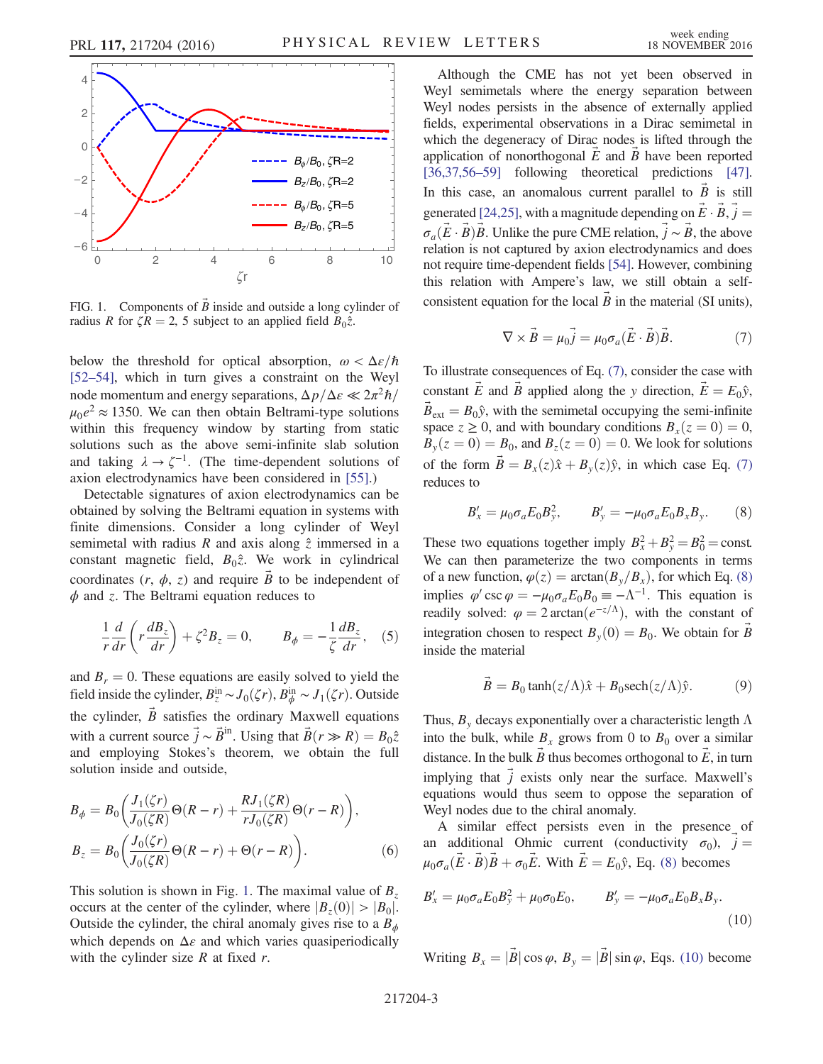FIG. 1. Components of $\vec{B}$ inside and outside a long cylinder of radius $R$ for $\zeta R = 2$, 5 subject to an applied field $B_0\hat{z}$.

below the threshold for optical absorption, $\omega < \Delta\varepsilon/\hbar$ [52–54], which in turn gives a constraint on the Weyl node momentum and energy separations, $\Delta p/\Delta\varepsilon \ll 2\pi^2\hbar/\mu_0 e^2 \approx 1350$. We can then obtain Beltrami-type solutions within this frequency window by starting from static solutions such as the above semi-infinite slab solution and taking $\lambda \to \zeta^{-1}$. (The time-dependent solutions of axion electrodynamics have been considered in [55].)

Detectable signatures of axion electrodynamics can be obtained by solving the Beltrami equation in systems with finite dimensions. Consider a long cylinder of Weyl semimetal with radius $R$ and axis along $\hat{z}$ immersed in a constant magnetic field, $B_0\hat{z}$. We work in cylindrical coordinates $(r, \phi, z)$ and require $\vec{B}$ to be independent of $\phi$ and $z$. The Beltrami equation reduces to

$$\frac{1}{r}\frac{d}{dr}\left(r\frac{dB_z}{dr}\right) + \zeta^2 B_z = 0, \qquad B_\phi = -\frac{1}{\zeta}\frac{dB_z}{dr}, \tag{5}$$

and $B_r = 0$. These equations are easily solved to yield the field inside the cylinder, $B_z^{\text{in}} \sim J_0(\zeta r)$, $B_\phi^{\text{in}} \sim J_1(\zeta r)$. Outside the cylinder, $\vec{B}$ satisfies the ordinary Maxwell equations with a current source $\vec{j} \sim \vec{B}^{\text{in}}$. Using that $\vec{B}(r \gg R) = B_0\hat{z}$ and employing Stokes's theorem, we obtain the full solution inside and outside,

$$B_\phi = B_0\left(\frac{J_1(\zeta r)}{J_0(\zeta R)}\Theta(R - r) + \frac{RJ_1(\zeta R)}{rJ_0(\zeta R)}\Theta(r - R)\right),$$

$$B_z = B_0\left(\frac{J_0(\zeta r)}{J_0(\zeta R)}\Theta(R - r) + \Theta(r - R)\right). \tag{6}$$

This solution is shown in Fig. 1. The maximal value of $B_z$ occurs at the center of the cylinder, where $|B_z(0)| > |B_0|$. Outside the cylinder, the chiral anomaly gives rise to a $B_\phi$ which depends on $\Delta\varepsilon$ and which varies quasiperiodically with the cylinder size $R$ at fixed $r$.

Although the CME has not yet been observed in Weyl semimetals where the energy separation between Weyl nodes persists in the absence of externally applied fields, experimental observations in a Dirac semimetal in which the degeneracy of Dirac nodes is lifted through the application of nonorthogonal $\vec{E}$ and $\vec{B}$ have been reported [36,37,56–59] following theoretical predictions [47]. In this case, an anomalous current parallel to $\vec{B}$ is still generated [24,25], with a magnitude depending on $\vec{E}\cdot\vec{B}$, $\vec{j} = \sigma_a(\vec{E}\cdot\vec{B})\vec{B}$. Unlike the pure CME relation, $\vec{j} \sim \vec{B}$, the above relation is not captured by axion electrodynamics and does not require time-dependent fields [54]. However, combining this relation with Ampere's law, we still obtain a self-consistent equation for the local $\vec{B}$ in the material (SI units),

$$\nabla \times \vec{B} = \mu_0\vec{j} = \mu_0\sigma_a(\vec{E}\cdot\vec{B})\vec{B}. \tag{7}$$

To illustrate consequences of Eq. (7), consider the case with constant $\vec{E}$ and $\vec{B}$ applied along the $y$ direction, $\vec{E} = E_0\hat{y}$, $\vec{B}_{\text{ext}} = B_0\hat{y}$, with the semimetal occupying the semi-infinite space $z \geq 0$, and with boundary conditions $B_x(z = 0) = 0$, $B_y(z = 0) = B_0$, and $B_z(z = 0) = 0$. We look for solutions of the form $\vec{B} = B_x(z)\hat{x} + B_y(z)\hat{y}$, in which case Eq. (7) reduces to

$$B_x' = \mu_0\sigma_a E_0 B_y^2, \qquad B_y' = -\mu_0\sigma_a E_0 B_x B_y. \tag{8}$$

These two equations together imply $B_x^2 + B_y^2 = B_0^2 = \text{const}$. We can then parameterize the two components in terms of a new function, $\varphi(z) = \arctan(B_y/B_x)$, for which Eq. (8) implies $\varphi' \csc\varphi = -\mu_0\sigma_a E_0 B_0 \equiv -\Lambda^{-1}$. This equation is readily solved: $\varphi = 2\arctan(e^{-z/\Lambda})$, with the constant of integration chosen to respect $B_y(0) = B_0$. We obtain for $\vec{B}$ inside the material

$$\vec{B} = B_0\tanh(z/\Lambda)\hat{x} + B_0\text{sech}(z/\Lambda)\hat{y}. \tag{9}$$

Thus, $B_y$ decays exponentially over a characteristic length $\Lambda$ into the bulk, while $B_x$ grows from 0 to $B_0$ over a similar distance. In the bulk $\vec{B}$ thus becomes orthogonal to $\vec{E}$, in turn implying that $\vec{j}$ exists only near the surface. Maxwell's equations would thus seem to oppose the separation of Weyl nodes due to the chiral anomaly.

A similar effect persists even in the presence of an additional Ohmic current (conductivity $\sigma_0$), $\vec{j} = \mu_0\sigma_a(\vec{E}\cdot\vec{B})\vec{B} + \sigma_0\vec{E}$. With $\vec{E} = E_0\hat{y}$, Eq. (8) becomes

$$B_x' = \mu_0\sigma_a E_0 B_y^2 + \mu_0\sigma_0 E_0, \qquad B_y' = -\mu_0\sigma_a E_0 B_x B_y. \tag{10}$$

Writing $B_x = |\vec{B}|\cos\varphi$, $B_y = |\vec{B}|\sin\varphi$, Eqs. (10) become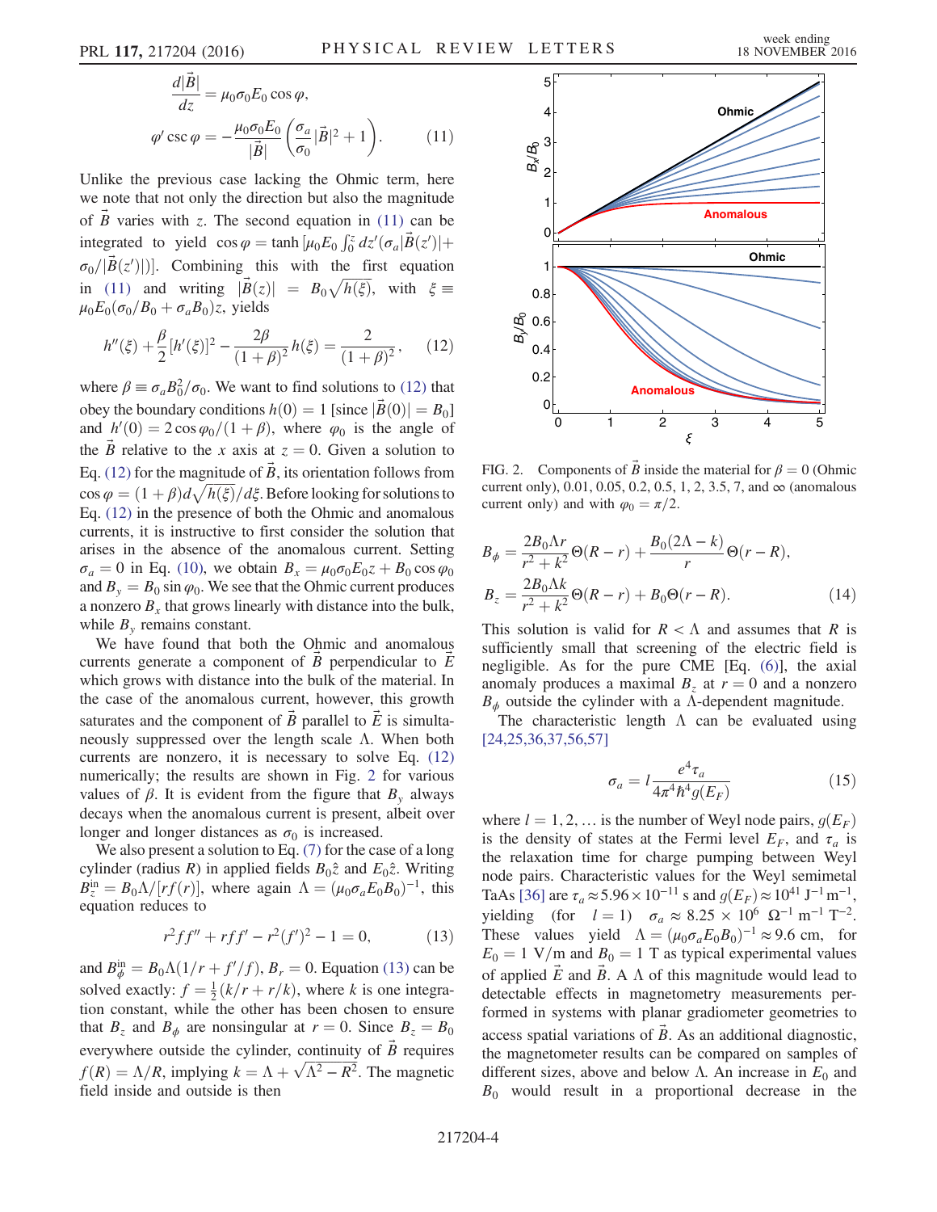$$\frac{d|\vec{B}|}{dz} = \mu_0\sigma_0 E_0 \cos\varphi,$$

$$\varphi' \csc\varphi = -\frac{\mu_0\sigma_0 E_0}{|\vec{B}|}\left(\frac{\sigma_a}{\sigma_0}|\vec{B}|^2 + 1\right). \tag{11}$$

Unlike the previous case lacking the Ohmic term, here we note that not only the direction but also the magnitude of $\vec{B}$ varies with $z$. The second equation in (11) can be integrated to yield $\cos\varphi = \tanh[\mu_0 E_0 \int_0^z dz'(\sigma_a|\vec{B}(z')| + \sigma_0/|\vec{B}(z')|)]$. Combining this with the first equation in (11) and writing $|\vec{B}(z)| = B_0\sqrt{h(\xi)}$, with $\xi \equiv \mu_0 E_0(\sigma_0/B_0 + \sigma_a B_0)z$, yields

$$h''(\xi) + \frac{\beta}{2}[h'(\xi)]^2 - \frac{2\beta}{(1+\beta)^2}h(\xi) = \frac{2}{(1+\beta)^2}, \tag{12}$$

where $\beta \equiv \sigma_a B_0^2/\sigma_0$. We want to find solutions to (12) that obey the boundary conditions $h(0) = 1$ [since $|\vec{B}(0)| = B_0$] and $h'(0) = 2\cos\varphi_0/(1+\beta)$, where $\varphi_0$ is the angle of the $\vec{B}$ relative to the $x$ axis at $z = 0$. Given a solution to Eq. (12) for the magnitude of $\vec{B}$, its orientation follows from $\cos\varphi = (1+\beta)d\sqrt{h(\xi)}/d\xi$. Before looking for solutions to Eq. (12) in the presence of both the Ohmic and anomalous currents, it is instructive to first consider the solution that arises in the absence of the anomalous current. Setting $\sigma_a = 0$ in Eq. (10), we obtain $B_x = \mu_0\sigma_0 E_0 z + B_0\cos\varphi_0$ and $B_y = B_0\sin\varphi_0$. We see that the Ohmic current produces a nonzero $B_x$ that grows linearly with distance into the bulk, while $B_y$ remains constant.

We have found that both the Ohmic and anomalous currents generate a component of $\vec{B}$ perpendicular to $\vec{E}$ which grows with distance into the bulk of the material. In the case of the anomalous current, however, this growth saturates and the component of $\vec{B}$ parallel to $\vec{E}$ is simultaneously suppressed over the length scale $\Lambda$. When both currents are nonzero, it is necessary to solve Eq. (12) numerically; the results are shown in Fig. 2 for various values of $\beta$. It is evident from the figure that $B_y$ always decays when the anomalous current is present, albeit over longer and longer distances as $\sigma_0$ is increased.

We also present a solution to Eq. (7) for the case of a long cylinder (radius $R$) in applied fields $B_0\hat{z}$ and $E_0\hat{z}$. Writing $B_z^{\text{in}} = B_0\Lambda/[rf(r)]$, where again $\Lambda = (\mu_0\sigma_a E_0 B_0)^{-1}$, this equation reduces to

$$r^2 f f'' + r f f' - r^2(f')^2 - 1 = 0, \tag{13}$$

and $B_\phi^{\text{in}} = B_0\Lambda(1/r + f'/f)$, $B_r = 0$. Equation (13) can be solved exactly: $f = \frac{1}{2}(k/r + r/k)$, where $k$ is one integration constant, while the other has been chosen to ensure that $B_z$ and $B_\phi$ are nonsingular at $r = 0$. Since $B_z = B_0$ everywhere outside the cylinder, continuity of $\vec{B}$ requires $f(R) = \Lambda/R$, implying $k = \Lambda + \sqrt{\Lambda^2 - R^2}$. The magnetic field inside and outside is then

FIG. 2. Components of $\vec{B}$ inside the material for $\beta = 0$ (Ohmic current only), 0.01, 0.05, 0.2, 0.5, 1, 2, 3.5, 7, and $\infty$ (anomalous current only) and with $\varphi_0 = \pi/2$.

$$B_\phi = \frac{2B_0\Lambda r}{r^2 + k^2}\Theta(R - r) + \frac{B_0(2\Lambda - k)}{r}\Theta(r - R),$$
$$B_z = \frac{2B_0\Lambda k}{r^2 + k^2}\Theta(R - r) + B_0\Theta(r - R). \tag{14}$$

This solution is valid for $R < \Lambda$ and assumes that $R$ is sufficiently small that screening of the electric field is negligible. As for the pure CME [Eq. (6)], the axial anomaly produces a maximal $B_z$ at $r = 0$ and a nonzero $B_\phi$ outside the cylinder with a $\Lambda$-dependent magnitude.

The characteristic length $\Lambda$ can be evaluated using [24,25,36,37,56,57]

$$\sigma_a = l\frac{e^4\tau_a}{4\pi^4\hbar^4 g(E_F)} \tag{15}$$

where $l = 1, 2, \ldots$ is the number of Weyl node pairs, $g(E_F)$ is the density of states at the Fermi level $E_F$, and $\tau_a$ is the relaxation time for charge pumping between Weyl node pairs. Characteristic values for the Weyl semimetal TaAs [36] are $\tau_a \approx 5.96 \times 10^{-11}$ s and $g(E_F) \approx 10^{41}$ $\text{J}^{-1}\,\text{m}^{-1}$, yielding (for $l = 1$) $\sigma_a \approx 8.25 \times 10^6$ $\Omega^{-1}\,\text{m}^{-1}\,\text{T}^{-2}$. These values yield $\Lambda = (\mu_0\sigma_a E_0 B_0)^{-1} \approx 9.6$ cm, for $E_0 = 1$ V/m and $B_0 = 1$ T as typical experimental values of applied $\vec{E}$ and $\vec{B}$. A $\Lambda$ of this magnitude would lead to detectable effects in magnetometry measurements performed in systems with planar gradiometer geometries to access spatial variations of $\vec{B}$. As an additional diagnostic, the magnetometer results can be compared on samples of different sizes, above and below $\Lambda$. An increase in $E_0$ and $B_0$ would result in a proportional decrease in the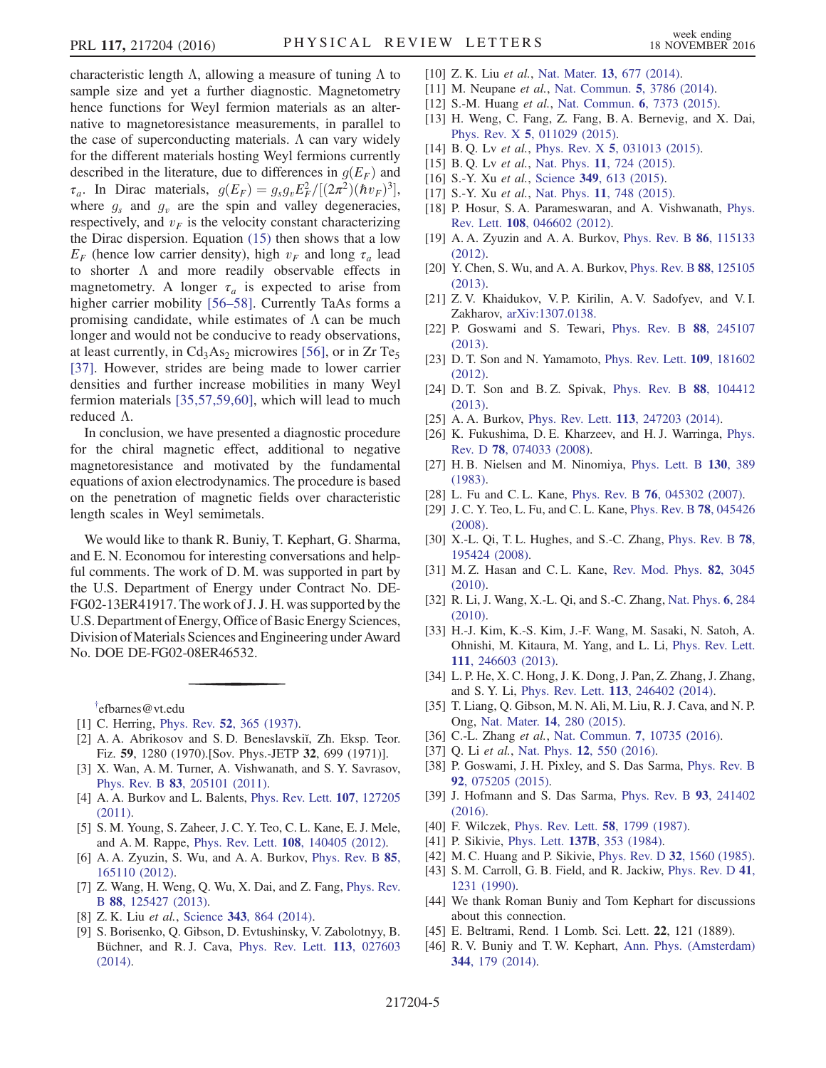characteristic length $\Lambda$, allowing a measure of tuning $\Lambda$ to sample size and yet a further diagnostic. Magnetometry hence functions for Weyl fermion materials as an alternative to magnetoresistance measurements, in parallel to the case of superconducting materials. $\Lambda$ can vary widely for the different materials hosting Weyl fermions currently described in the literature, due to differences in $g(E_F)$ and $\tau_a$. In Dirac materials, $g(E_F) = g_s g_v E_F^2/[(2\pi^2)(\hbar v_F)^3]$, where $g_s$ and $g_v$ are the spin and valley degeneracies, respectively, and $v_F$ is the velocity constant characterizing the Dirac dispersion. Equation (15) then shows that a low $E_F$ (hence low carrier density), high $v_F$ and long $\tau_a$ lead to shorter $\Lambda$ and more readily observable effects in magnetometry. A longer $\tau_a$ is expected to arise from higher carrier mobility [56–58]. Currently TaAs forms a promising candidate, while estimates of $\Lambda$ can be much longer and would not be conducive to ready observations, at least currently, in $Cd_3As_2$ microwires [56], or in Zr $Te_5$ [37]. However, strides are being made to lower carrier densities and further increase mobilities in many Weyl fermion materials [35,57,59,60], which will lead to much reduced $\Lambda$.

In conclusion, we have presented a diagnostic procedure for the chiral magnetic effect, additional to negative magnetoresistance and motivated by the fundamental equations of axion electrodynamics. The procedure is based on the penetration of magnetic fields over characteristic length scales in Weyl semimetals.

We would like to thank R. Buniy, T. Kephart, G. Sharma, and E. N. Economou for interesting conversations and helpful comments. The work of D. M. was supported in part by the U.S. Department of Energy under Contract No. DE-FG02-13ER41917. The work of J. J. H. was supported by the U.S. Department of Energy, Office of Basic Energy Sciences, Division of Materials Sciences and Engineering under Award No. DOE DE-FG02-08ER46532.

---

[†]efbarnes@vt.edu

[1] C. Herring, Phys. Rev. **52**, 365 (1937).

[2] A. A. Abrikosov and S. D. Beneslavskiĭ, Zh. Eksp. Teor. Fiz. **59**, 1280 (1970).[Sov. Phys.-JETP **32**, 699 (1971)].

[3] X. Wan, A. M. Turner, A. Vishwanath, and S. Y. Savrasov, Phys. Rev. B **83**, 205101 (2011).

[4] A. A. Burkov and L. Balents, Phys. Rev. Lett. **107**, 127205 (2011).

[5] S. M. Young, S. Zaheer, J. C. Y. Teo, C. L. Kane, E. J. Mele, and A. M. Rappe, Phys. Rev. Lett. **108**, 140405 (2012).

[6] A. A. Zyuzin, S. Wu, and A. A. Burkov, Phys. Rev. B **85**, 165110 (2012).

[7] Z. Wang, H. Weng, Q. Wu, X. Dai, and Z. Fang, Phys. Rev. B **88**, 125427 (2013).

[8] Z. K. Liu *et al.*, Science **343**, 864 (2014).

[9] S. Borisenko, Q. Gibson, D. Evtushinsky, V. Zabolotnyy, B. Büchner, and R. J. Cava, Phys. Rev. Lett. **113**, 027603 (2014).

[10] Z. K. Liu *et al.*, Nat. Mater. **13**, 677 (2014).

[11] M. Neupane *et al.*, Nat. Commun. **5**, 3786 (2014).

[12] S.-M. Huang *et al.*, Nat. Commun. **6**, 7373 (2015).

[13] H. Weng, C. Fang, Z. Fang, B. A. Bernevig, and X. Dai, Phys. Rev. X **5**, 011029 (2015).

[14] B. Q. Lv *et al.*, Phys. Rev. X **5**, 031013 (2015).

[15] B. Q. Lv *et al.*, Nat. Phys. **11**, 724 (2015).

[16] S.-Y. Xu *et al.*, Science **349**, 613 (2015).

[17] S.-Y. Xu *et al.*, Nat. Phys. **11**, 748 (2015).

[18] P. Hosur, S. A. Parameswaran, and A. Vishwanath, Phys. Rev. Lett. **108**, 046602 (2012).

[19] A. A. Zyuzin and A. A. Burkov, Phys. Rev. B **86**, 115133 (2012).

[20] Y. Chen, S. Wu, and A. A. Burkov, Phys. Rev. B **88**, 125105 (2013).

[21] Z. V. Khaidukov, V. P. Kirilin, A. V. Sadofyev, and V. I. Zakharov, arXiv:1307.0138.

[22] P. Goswami and S. Tewari, Phys. Rev. B **88**, 245107 (2013).

[23] D. T. Son and N. Yamamoto, Phys. Rev. Lett. **109**, 181602 (2012).

[24] D. T. Son and B. Z. Spivak, Phys. Rev. B **88**, 104412 (2013).

[25] A. A. Burkov, Phys. Rev. Lett. **113**, 247203 (2014).

[26] K. Fukushima, D. E. Kharzeev, and H. J. Warringa, Phys. Rev. D **78**, 074033 (2008).

[27] H. B. Nielsen and M. Ninomiya, Phys. Lett. B **130**, 389 (1983).

[28] L. Fu and C. L. Kane, Phys. Rev. B **76**, 045302 (2007).

[29] J. C. Y. Teo, L. Fu, and C. L. Kane, Phys. Rev. B **78**, 045426 (2008).

[30] X.-L. Qi, T. L. Hughes, and S.-C. Zhang, Phys. Rev. B **78**, 195424 (2008).

[31] M. Z. Hasan and C. L. Kane, Rev. Mod. Phys. **82**, 3045 (2010).

[32] R. Li, J. Wang, X.-L. Qi, and S.-C. Zhang, Nat. Phys. **6**, 284 (2010).

[33] H.-J. Kim, K.-S. Kim, J.-F. Wang, M. Sasaki, N. Satoh, A. Ohnishi, M. Kitaura, M. Yang, and L. Li, Phys. Rev. Lett. **111**, 246603 (2013).

[34] L. P. He, X. C. Hong, J. K. Dong, J. Pan, Z. Zhang, J. Zhang, and S. Y. Li, Phys. Rev. Lett. **113**, 246402 (2014).

[35] T. Liang, Q. Gibson, M. N. Ali, M. Liu, R. J. Cava, and N. P. Ong, Nat. Mater. **14**, 280 (2015).

[36] C.-L. Zhang *et al.*, Nat. Commun. **7**, 10735 (2016).

[37] Q. Li *et al.*, Nat. Phys. **12**, 550 (2016).

[38] P. Goswami, J. H. Pixley, and S. Das Sarma, Phys. Rev. B **92**, 075205 (2015).

[39] J. Hofmann and S. Das Sarma, Phys. Rev. B **93**, 241402 (2016).

[40] F. Wilczek, Phys. Rev. Lett. **58**, 1799 (1987).

[41] P. Sikivie, Phys. Lett. **137B**, 353 (1984).

[42] M. C. Huang and P. Sikivie, Phys. Rev. D **32**, 1560 (1985).

[43] S. M. Carroll, G. B. Field, and R. Jackiw, Phys. Rev. D **41**, 1231 (1990).

[44] We thank Roman Buniy and Tom Kephart for discussions about this connection.

[45] E. Beltrami, Rend. 1 Lomb. Sci. Lett. **22**, 121 (1889).

[46] R. V. Buniy and T. W. Kephart, Ann. Phys. (Amsterdam) **344**, 179 (2014).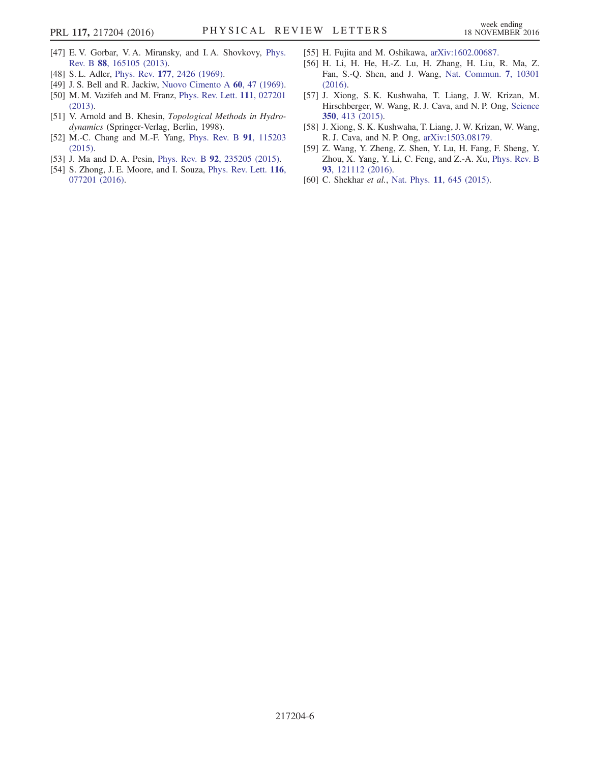[47] E. V. Gorbar, V. A. Miransky, and I. A. Shovkovy, Phys. Rev. B **88**, 165105 (2013).

[48] S. L. Adler, Phys. Rev. **177**, 2426 (1969).

[49] J. S. Bell and R. Jackiw, Nuovo Cimento A **60**, 47 (1969).

[50] M. M. Vazifeh and M. Franz, Phys. Rev. Lett. **111**, 027201 (2013).

[51] V. Arnold and B. Khesin, *Topological Methods in Hydrodynamics* (Springer-Verlag, Berlin, 1998).

[52] M.-C. Chang and M.-F. Yang, Phys. Rev. B **91**, 115203 (2015).

[53] J. Ma and D. A. Pesin, Phys. Rev. B **92**, 235205 (2015).

[54] S. Zhong, J. E. Moore, and I. Souza, Phys. Rev. Lett. **116**, 077201 (2016).

[55] H. Fujita and M. Oshikawa, arXiv:1602.00687.

[56] H. Li, H. He, H.-Z. Lu, H. Zhang, H. Liu, R. Ma, Z. Fan, S.-Q. Shen, and J. Wang, Nat. Commun. **7**, 10301 (2016).

[57] J. Xiong, S. K. Kushwaha, T. Liang, J. W. Krizan, M. Hirschberger, W. Wang, R. J. Cava, and N. P. Ong, Science **350**, 413 (2015).

[58] J. Xiong, S. K. Kushwaha, T. Liang, J. W. Krizan, W. Wang, R. J. Cava, and N. P. Ong, arXiv:1503.08179.

[59] Z. Wang, Y. Zheng, Z. Shen, Y. Lu, H. Fang, F. Sheng, Y. Zhou, X. Yang, Y. Li, C. Feng, and Z.-A. Xu, Phys. Rev. B **93**, 121112 (2016).

[60] C. Shekhar *et al.*, Nat. Phys. **11**, 645 (2015).